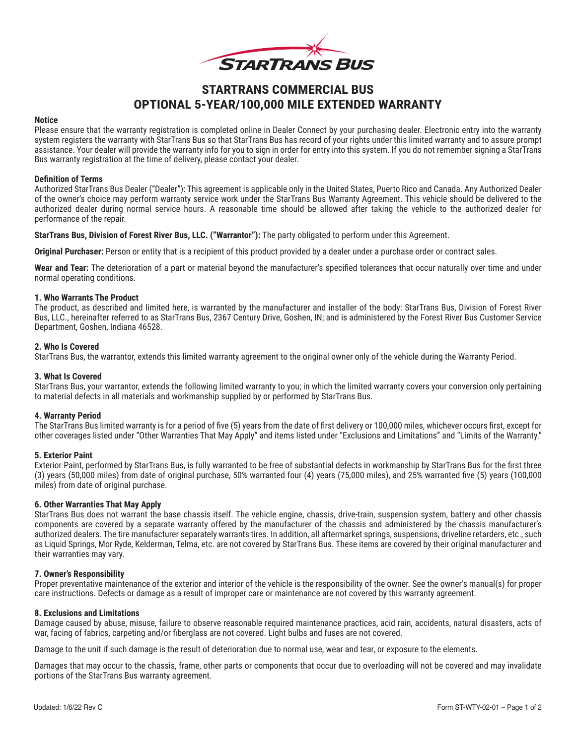# STARTRANS COMMERCIAL BUS
# OPTIONAL 5-YEAR/100,000 MILE EXTENDED WARRANTY

**Notice**

Please ensure that the warranty registration is completed online in Dealer Connect by your purchasing dealer. Electronic entry into the warranty system registers the warranty with StarTrans Bus so that StarTrans Bus has record of your rights under this limited warranty and to assure prompt assistance. Your dealer will provide the warranty info for you to sign in order for entry into this system. If you do not remember signing a StarTrans Bus warranty registration at the time of delivery, please contact your dealer.

**Definition of Terms**

Authorized StarTrans Bus Dealer ("Dealer"): This agreement is applicable only in the United States, Puerto Rico and Canada. Any Authorized Dealer of the owner's choice may perform warranty service work under the StarTrans Bus Warranty Agreement. This vehicle should be delivered to the authorized dealer during normal service hours. A reasonable time should be allowed after taking the vehicle to the authorized dealer for performance of the repair.

**StarTrans Bus, Division of Forest River Bus, LLC. ("Warrantor"):** The party obligated to perform under this Agreement.

**Original Purchaser:** Person or entity that is a recipient of this product provided by a dealer under a purchase order or contract sales.

**Wear and Tear:** The deterioration of a part or material beyond the manufacturer's specified tolerances that occur naturally over time and under normal operating conditions.

**1. Who Warrants The Product**

The product, as described and limited here, is warranted by the manufacturer and installer of the body: StarTrans Bus, Division of Forest River Bus, LLC., hereinafter referred to as StarTrans Bus, 2367 Century Drive, Goshen, IN; and is administered by the Forest River Bus Customer Service Department, Goshen, Indiana 46528.

**2. Who Is Covered**

StarTrans Bus, the warrantor, extends this limited warranty agreement to the original owner only of the vehicle during the Warranty Period.

**3. What Is Covered**

StarTrans Bus, your warrantor, extends the following limited warranty to you; in which the limited warranty covers your conversion only pertaining to material defects in all materials and workmanship supplied by or performed by StarTrans Bus.

**4. Warranty Period**

The StarTrans Bus limited warranty is for a period of five (5) years from the date of first delivery or 100,000 miles, whichever occurs first, except for other coverages listed under "Other Warranties That May Apply" and items listed under "Exclusions and Limitations" and "Limits of the Warranty."

**5. Exterior Paint**

Exterior Paint, performed by StarTrans Bus, is fully warranted to be free of substantial defects in workmanship by StarTrans Bus for the first three (3) years (50,000 miles) from date of original purchase, 50% warranted four (4) years (75,000 miles), and 25% warranted five (5) years (100,000 miles) from date of original purchase.

**6. Other Warranties That May Apply**

StarTrans Bus does not warrant the base chassis itself. The vehicle engine, chassis, drive-train, suspension system, battery and other chassis components are covered by a separate warranty offered by the manufacturer of the chassis and administered by the chassis manufacturer's authorized dealers. The tire manufacturer separately warrants tires. In addition, all aftermarket springs, suspensions, driveline retarders, etc., such as Liquid Springs, Mor Ryde, Kelderman, Telma, etc. are not covered by StarTrans Bus. These items are covered by their original manufacturer and their warranties may vary.

**7. Owner's Responsibility**

Proper preventative maintenance of the exterior and interior of the vehicle is the responsibility of the owner. See the owner's manual(s) for proper care instructions. Defects or damage as a result of improper care or maintenance are not covered by this warranty agreement.

**8. Exclusions and Limitations**

Damage caused by abuse, misuse, failure to observe reasonable required maintenance practices, acid rain, accidents, natural disasters, acts of war, facing of fabrics, carpeting and/or fiberglass are not covered. Light bulbs and fuses are not covered.

Damage to the unit if such damage is the result of deterioration due to normal use, wear and tear, or exposure to the elements.

Damages that may occur to the chassis, frame, other parts or components that occur due to overloading will not be covered and may invalidate portions of the StarTrans Bus warranty agreement.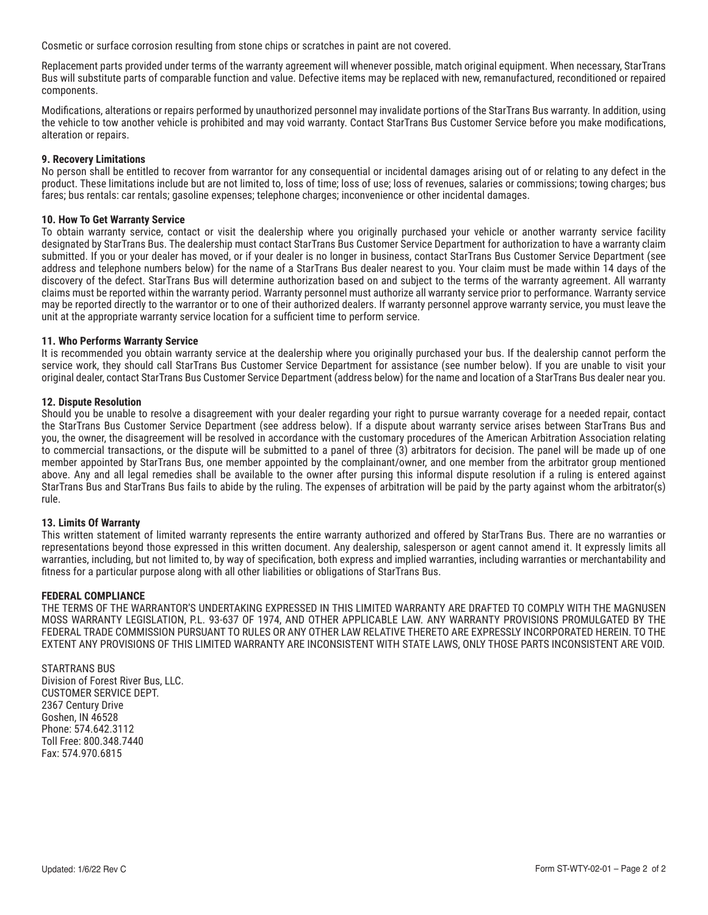Cosmetic or surface corrosion resulting from stone chips or scratches in paint are not covered.

Replacement parts provided under terms of the warranty agreement will whenever possible, match original equipment. When necessary, StarTrans Bus will substitute parts of comparable function and value. Defective items may be replaced with new, remanufactured, reconditioned or repaired components.

Modifications, alterations or repairs performed by unauthorized personnel may invalidate portions of the StarTrans Bus warranty. In addition, using the vehicle to tow another vehicle is prohibited and may void warranty. Contact StarTrans Bus Customer Service before you make modifications, alteration or repairs.

**9. Recovery Limitations**

No person shall be entitled to recover from warrantor for any consequential or incidental damages arising out of or relating to any defect in the product. These limitations include but are not limited to, loss of time; loss of use; loss of revenues, salaries or commissions; towing charges; bus fares; bus rentals: car rentals; gasoline expenses; telephone charges; inconvenience or other incidental damages.

**10. How To Get Warranty Service**

To obtain warranty service, contact or visit the dealership where you originally purchased your vehicle or another warranty service facility designated by StarTrans Bus. The dealership must contact StarTrans Bus Customer Service Department for authorization to have a warranty claim submitted. If you or your dealer has moved, or if your dealer is no longer in business, contact StarTrans Bus Customer Service Department (see address and telephone numbers below) for the name of a StarTrans Bus dealer nearest to you. Your claim must be made within 14 days of the discovery of the defect. StarTrans Bus will determine authorization based on and subject to the terms of the warranty agreement. All warranty claims must be reported within the warranty period. Warranty personnel must authorize all warranty service prior to performance. Warranty service may be reported directly to the warrantor or to one of their authorized dealers. If warranty personnel approve warranty service, you must leave the unit at the appropriate warranty service location for a sufficient time to perform service.

**11. Who Performs Warranty Service**

It is recommended you obtain warranty service at the dealership where you originally purchased your bus. If the dealership cannot perform the service work, they should call StarTrans Bus Customer Service Department for assistance (see number below). If you are unable to visit your original dealer, contact StarTrans Bus Customer Service Department (address below) for the name and location of a StarTrans Bus dealer near you.

**12. Dispute Resolution**

Should you be unable to resolve a disagreement with your dealer regarding your right to pursue warranty coverage for a needed repair, contact the StarTrans Bus Customer Service Department (see address below). If a dispute about warranty service arises between StarTrans Bus and you, the owner, the disagreement will be resolved in accordance with the customary procedures of the American Arbitration Association relating to commercial transactions, or the dispute will be submitted to a panel of three (3) arbitrators for decision. The panel will be made up of one member appointed by StarTrans Bus, one member appointed by the complainant/owner, and one member from the arbitrator group mentioned above. Any and all legal remedies shall be available to the owner after pursing this informal dispute resolution if a ruling is entered against StarTrans Bus and StarTrans Bus fails to abide by the ruling. The expenses of arbitration will be paid by the party against whom the arbitrator(s) rule.

**13. Limits Of Warranty**

This written statement of limited warranty represents the entire warranty authorized and offered by StarTrans Bus. There are no warranties or representations beyond those expressed in this written document. Any dealership, salesperson or agent cannot amend it. It expressly limits all warranties, including, but not limited to, by way of specification, both express and implied warranties, including warranties or merchantability and fitness for a particular purpose along with all other liabilities or obligations of StarTrans Bus.

**FEDERAL COMPLIANCE**

THE TERMS OF THE WARRANTOR'S UNDERTAKING EXPRESSED IN THIS LIMITED WARRANTY ARE DRAFTED TO COMPLY WITH THE MAGNUSEN MOSS WARRANTY LEGISLATION, P.L. 93-637 OF 1974, AND OTHER APPLICABLE LAW. ANY WARRANTY PROVISIONS PROMULGATED BY THE FEDERAL TRADE COMMISSION PURSUANT TO RULES OR ANY OTHER LAW RELATIVE THERETO ARE EXPRESSLY INCORPORATED HEREIN. TO THE EXTENT ANY PROVISIONS OF THIS LIMITED WARRANTY ARE INCONSISTENT WITH STATE LAWS, ONLY THOSE PARTS INCONSISTENT ARE VOID.

STARTRANS BUS
Division of Forest River Bus, LLC.
CUSTOMER SERVICE DEPT.
2367 Century Drive
Goshen, IN 46528
Phone: 574.642.3112
Toll Free: 800.348.7440
Fax: 574.970.6815

Updated: 1/6/22 Rev C

Form ST-WTY-02-01